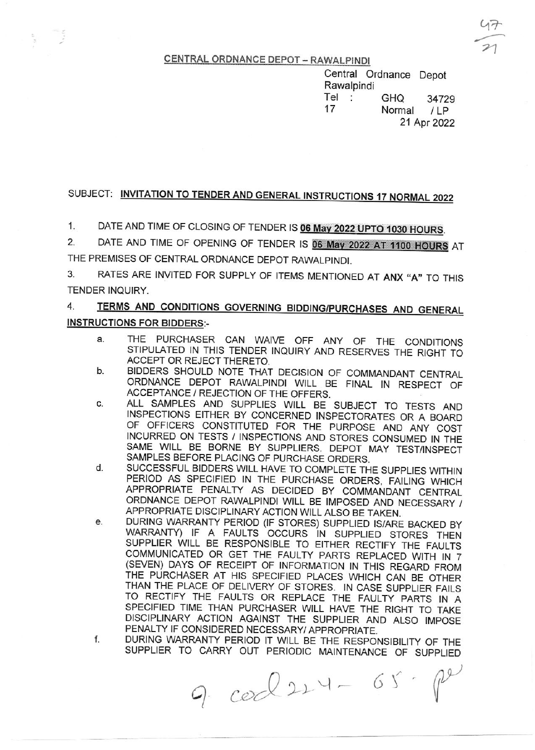## CENTRAL ORDNANCE DEPOT – RAWALPINDI

Central Ordnance Depot
Rawalpindi
Tel : GHQ 34729
17 Normal / LP
21 Apr 2022

SUBJECT: **INVITATION TO TENDER AND GENERAL INSTRUCTIONS 17 NORMAL 2022**

1. DATE AND TIME OF CLOSING OF TENDER IS **06 May 2022 UPTO 1030 HOURS**.

2. DATE AND TIME OF OPENING OF TENDER IS **06 May 2022 AT 1100 HOURS** AT THE PREMISES OF CENTRAL ORDNANCE DEPOT RAWALPINDI.

3. RATES ARE INVITED FOR SUPPLY OF ITEMS MENTIONED AT **ANX "A"** TO THIS TENDER INQUIRY.

4. **TERMS AND CONDITIONS GOVERNING BIDDING/PURCHASES AND GENERAL INSTRUCTIONS FOR BIDDERS:-**

   a. THE PURCHASER CAN WAIVE OFF ANY OF THE CONDITIONS STIPULATED IN THIS TENDER INQUIRY AND RESERVES THE RIGHT TO ACCEPT OR REJECT THERETO.

   b. BIDDERS SHOULD NOTE THAT DECISION OF COMMANDANT CENTRAL ORDNANCE DEPOT RAWALPINDI WILL BE FINAL IN RESPECT OF ACCEPTANCE / REJECTION OF THE OFFERS.

   c. ALL SAMPLES AND SUPPLIES WILL BE SUBJECT TO TESTS AND INSPECTIONS EITHER BY CONCERNED INSPECTORATES OR A BOARD OF OFFICERS CONSTITUTED FOR THE PURPOSE AND ANY COST INCURRED ON TESTS / INSPECTIONS AND STORES CONSUMED IN THE SAME WILL BE BORNE BY SUPPLIERS. DEPOT MAY TEST/INSPECT SAMPLES BEFORE PLACING OF PURCHASE ORDERS.

   d. SUCCESSFUL BIDDERS WILL HAVE TO COMPLETE THE SUPPLIES WITHIN PERIOD AS SPECIFIED IN THE PURCHASE ORDERS, FAILING WHICH APPROPRIATE PENALTY AS DECIDED BY COMMANDANT CENTRAL ORDNANCE DEPOT RAWALPINDI WILL BE IMPOSED AND NECESSARY / APPROPRIATE DISCIPLINARY ACTION WILL ALSO BE TAKEN.

   e. DURING WARRANTY PERIOD (IF STORES) SUPPLIED IS/ARE BACKED BY WARRANTY) IF A FAULTS OCCURS IN SUPPLIED STORES THEN SUPPLIER WILL BE RESPONSIBLE TO EITHER RECTIFY THE FAULTS COMMUNICATED OR GET THE FAULTY PARTS REPLACED WITH IN 7 (SEVEN) DAYS OF RECEIPT OF INFORMATION IN THIS REGARD FROM THE PURCHASER AT HIS SPECIFIED PLACES WHICH CAN BE OTHER THAN THE PLACE OF DELIVERY OF STORES. IN CASE SUPPLIER FAILS TO RECTIFY THE FAULTS OR REPLACE THE FAULTY PARTS IN A SPECIFIED TIME THAN PURCHASER WILL HAVE THE RIGHT TO TAKE DISCIPLINARY ACTION AGAINST THE SUPPLIER AND ALSO IMPOSE PENALTY IF CONSIDERED NECESSARY/ APPROPRIATE.

   f. DURING WARRANTY PERIOD IT WILL BE THE RESPONSIBILITY OF THE SUPPLIER TO CARRY OUT PERIODIC MAINTENANCE OF SUPPLIED

9. cod 224 - 65. pe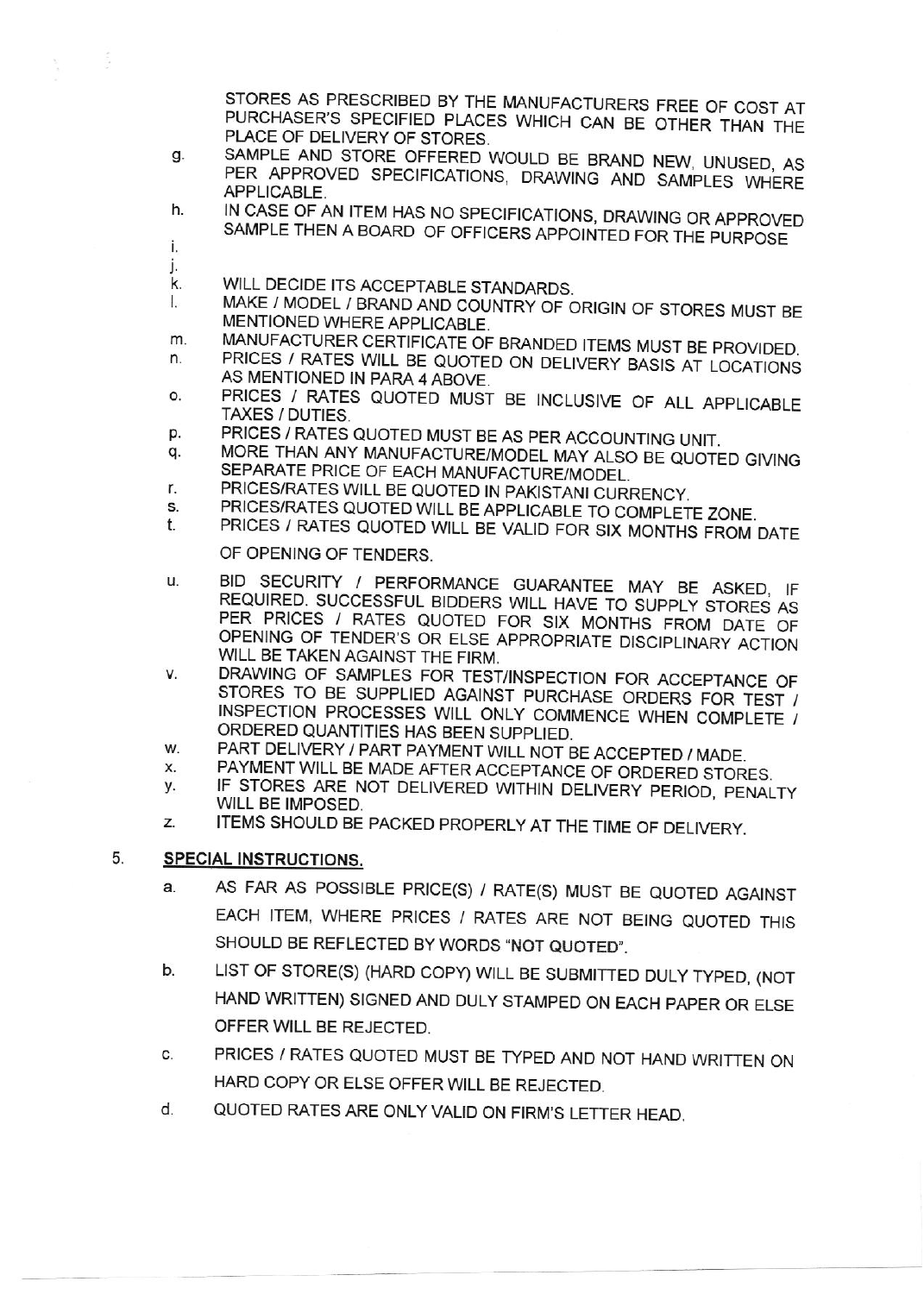STORES AS PRESCRIBED BY THE MANUFACTURERS FREE OF COST AT PURCHASER'S SPECIFIED PLACES WHICH CAN BE OTHER THAN THE PLACE OF DELIVERY OF STORES.

g. SAMPLE AND STORE OFFERED WOULD BE BRAND NEW, UNUSED, AS PER APPROVED SPECIFICATIONS, DRAWING AND SAMPLES WHERE APPLICABLE.

h. IN CASE OF AN ITEM HAS NO SPECIFICATIONS, DRAWING OR APPROVED SAMPLE THEN A BOARD OF OFFICERS APPOINTED FOR THE PURPOSE

i.

j.

k. WILL DECIDE ITS ACCEPTABLE STANDARDS.

l. MAKE / MODEL / BRAND AND COUNTRY OF ORIGIN OF STORES MUST BE MENTIONED WHERE APPLICABLE.

m. MANUFACTURER CERTIFICATE OF BRANDED ITEMS MUST BE PROVIDED.

n. PRICES / RATES WILL BE QUOTED ON DELIVERY BASIS AT LOCATIONS AS MENTIONED IN PARA 4 ABOVE.

o. PRICES / RATES QUOTED MUST BE INCLUSIVE OF ALL APPLICABLE TAXES / DUTIES.

p. PRICES / RATES QUOTED MUST BE AS PER ACCOUNTING UNIT.

q. MORE THAN ANY MANUFACTURE/MODEL MAY ALSO BE QUOTED GIVING SEPARATE PRICE OF EACH MANUFACTURE/MODEL.

r. PRICES/RATES WILL BE QUOTED IN PAKISTANI CURRENCY.

s. PRICES/RATES QUOTED WILL BE APPLICABLE TO COMPLETE ZONE.

t. PRICES / RATES QUOTED WILL BE VALID FOR SIX MONTHS FROM DATE OF OPENING OF TENDERS.

u. BID SECURITY / PERFORMANCE GUARANTEE MAY BE ASKED, IF REQUIRED. SUCCESSFUL BIDDERS WILL HAVE TO SUPPLY STORES AS PER PRICES / RATES QUOTED FOR SIX MONTHS FROM DATE OF OPENING OF TENDER'S OR ELSE APPROPRIATE DISCIPLINARY ACTION WILL BE TAKEN AGAINST THE FIRM.

v. DRAWING OF SAMPLES FOR TEST/INSPECTION FOR ACCEPTANCE OF STORES TO BE SUPPLIED AGAINST PURCHASE ORDERS FOR TEST / INSPECTION PROCESSES WILL ONLY COMMENCE WHEN COMPLETE / ORDERED QUANTITIES HAS BEEN SUPPLIED.

w. PART DELIVERY / PART PAYMENT WILL NOT BE ACCEPTED / MADE.

x. PAYMENT WILL BE MADE AFTER ACCEPTANCE OF ORDERED STORES.

y. IF STORES ARE NOT DELIVERED WITHIN DELIVERY PERIOD, PENALTY WILL BE IMPOSED.

z. ITEMS SHOULD BE PACKED PROPERLY AT THE TIME OF DELIVERY.

5. **SPECIAL INSTRUCTIONS.**

a. AS FAR AS POSSIBLE PRICE(S) / RATE(S) MUST BE QUOTED AGAINST EACH ITEM, WHERE PRICES / RATES ARE NOT BEING QUOTED THIS SHOULD BE REFLECTED BY WORDS "NOT QUOTED".

b. LIST OF STORE(S) (HARD COPY) WILL BE SUBMITTED DULY TYPED, (NOT HAND WRITTEN) SIGNED AND DULY STAMPED ON EACH PAPER OR ELSE OFFER WILL BE REJECTED.

c. PRICES / RATES QUOTED MUST BE TYPED AND NOT HAND WRITTEN ON HARD COPY OR ELSE OFFER WILL BE REJECTED.

d. QUOTED RATES ARE ONLY VALID ON FIRM'S LETTER HEAD.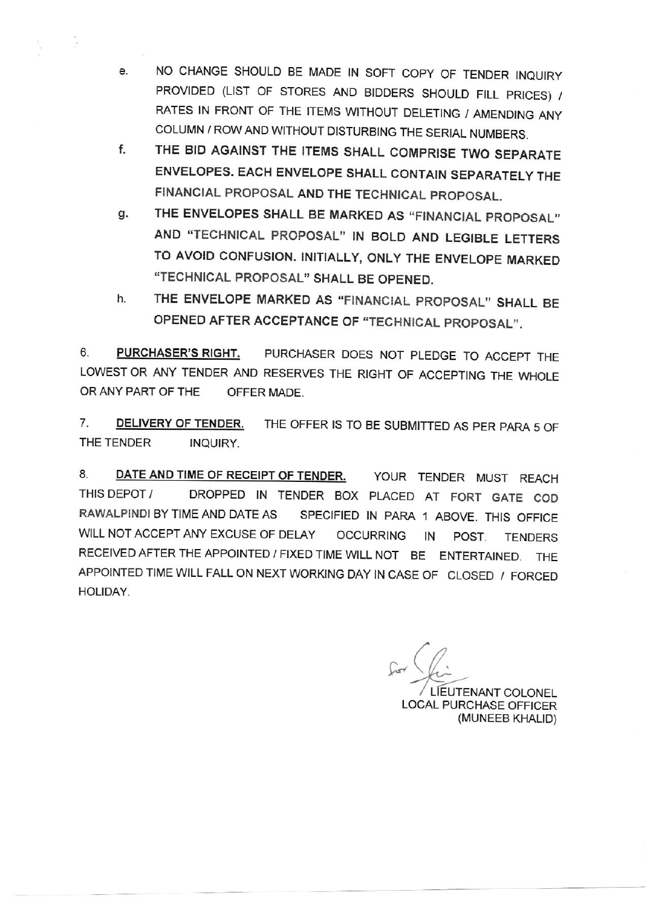e. NO CHANGE SHOULD BE MADE IN SOFT COPY OF TENDER INQUIRY PROVIDED (LIST OF STORES AND BIDDERS SHOULD FILL PRICES) / RATES IN FRONT OF THE ITEMS WITHOUT DELETING / AMENDING ANY COLUMN / ROW AND WITHOUT DISTURBING THE SERIAL NUMBERS.

f. **THE BID AGAINST THE ITEMS SHALL COMPRISE TWO SEPARATE ENVELOPES. EACH ENVELOPE SHALL CONTAIN SEPARATELY THE FINANCIAL PROPOSAL AND THE TECHNICAL PROPOSAL.**

g. **THE ENVELOPES SHALL BE MARKED AS "FINANCIAL PROPOSAL" AND "TECHNICAL PROPOSAL" IN BOLD AND LEGIBLE LETTERS TO AVOID CONFUSION. INITIALLY, ONLY THE ENVELOPE MARKED "TECHNICAL PROPOSAL" SHALL BE OPENED.**

h. **THE ENVELOPE MARKED AS "FINANCIAL PROPOSAL" SHALL BE OPENED AFTER ACCEPTANCE OF "TECHNICAL PROPOSAL".**

6. **PURCHASER'S RIGHT.** PURCHASER DOES NOT PLEDGE TO ACCEPT THE LOWEST OR ANY TENDER AND RESERVES THE RIGHT OF ACCEPTING THE WHOLE OR ANY PART OF THE OFFER MADE.

7. **DELIVERY OF TENDER.** THE OFFER IS TO BE SUBMITTED AS PER PARA 5 OF THE TENDER INQUIRY.

8. **DATE AND TIME OF RECEIPT OF TENDER.** YOUR TENDER MUST REACH THIS DEPOT / DROPPED IN TENDER BOX PLACED AT FORT GATE COD RAWALPINDI BY TIME AND DATE AS SPECIFIED IN PARA 1 ABOVE. THIS OFFICE WILL NOT ACCEPT ANY EXCUSE OF DELAY OCCURRING IN POST. TENDERS RECEIVED AFTER THE APPOINTED / FIXED TIME WILL NOT BE ENTERTAINED. THE APPOINTED TIME WILL FALL ON NEXT WORKING DAY IN CASE OF CLOSED / FORCED HOLIDAY.

for

LIEUTENANT COLONEL
LOCAL PURCHASE OFFICER
(MUNEEB KHALID)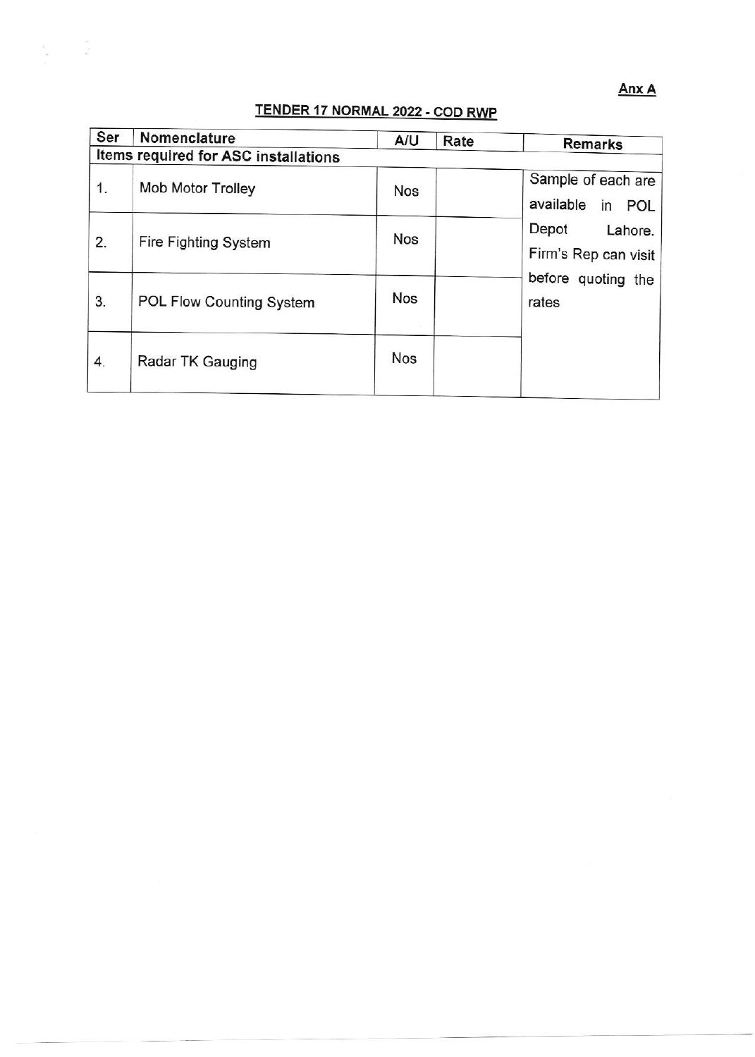**Anx A**

# TENDER 17 NORMAL 2022 - COD RWP

| Ser | Nomenclature | A/U | Rate | Remarks |
|---|---|---|---|---|
| Items required for ASC installations | | | | |
| 1. | Mob Motor Trolley | Nos | | Sample of each are available in POL Depot Lahore. Firm's Rep can visit before quoting the rates |
| 2. | Fire Fighting System | Nos | | |
| 3. | POL Flow Counting System | Nos | | |
| 4. | Radar TK Gauging | Nos | | |